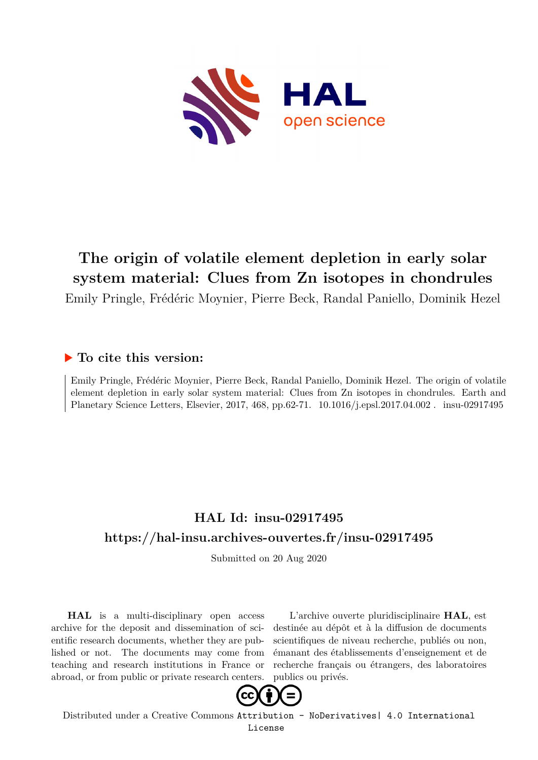# The origin of volatile element depletion in early solar system material: Clues from Zn isotopes in chondrules

Emily Pringle, Frédéric Moynier, Pierre Beck, Randal Paniello, Dominik Hezel

## ▶ To cite this version:

Emily Pringle, Frédéric Moynier, Pierre Beck, Randal Paniello, Dominik Hezel. The origin of volatile element depletion in early solar system material: Clues from Zn isotopes in chondrules. Earth and Planetary Science Letters, Elsevier, 2017, 468, pp.62-71. 10.1016/j.epsl.2017.04.002 . insu-02917495

## HAL Id: insu-02917495

## https://hal-insu.archives-ouvertes.fr/insu-02917495

Submitted on 20 Aug 2020

**HAL** is a multi-disciplinary open access archive for the deposit and dissemination of scientific research documents, whether they are published or not. The documents may come from teaching and research institutions in France or abroad, or from public or private research centers.

L'archive ouverte pluridisciplinaire **HAL**, est destinée au dépôt et à la diffusion de documents scientifiques de niveau recherche, publiés ou non, émanant des établissements d'enseignement et de recherche français ou étrangers, des laboratoires publics ou privés.

Distributed under a Creative Commons Attribution - NoDerivatives| 4.0 International License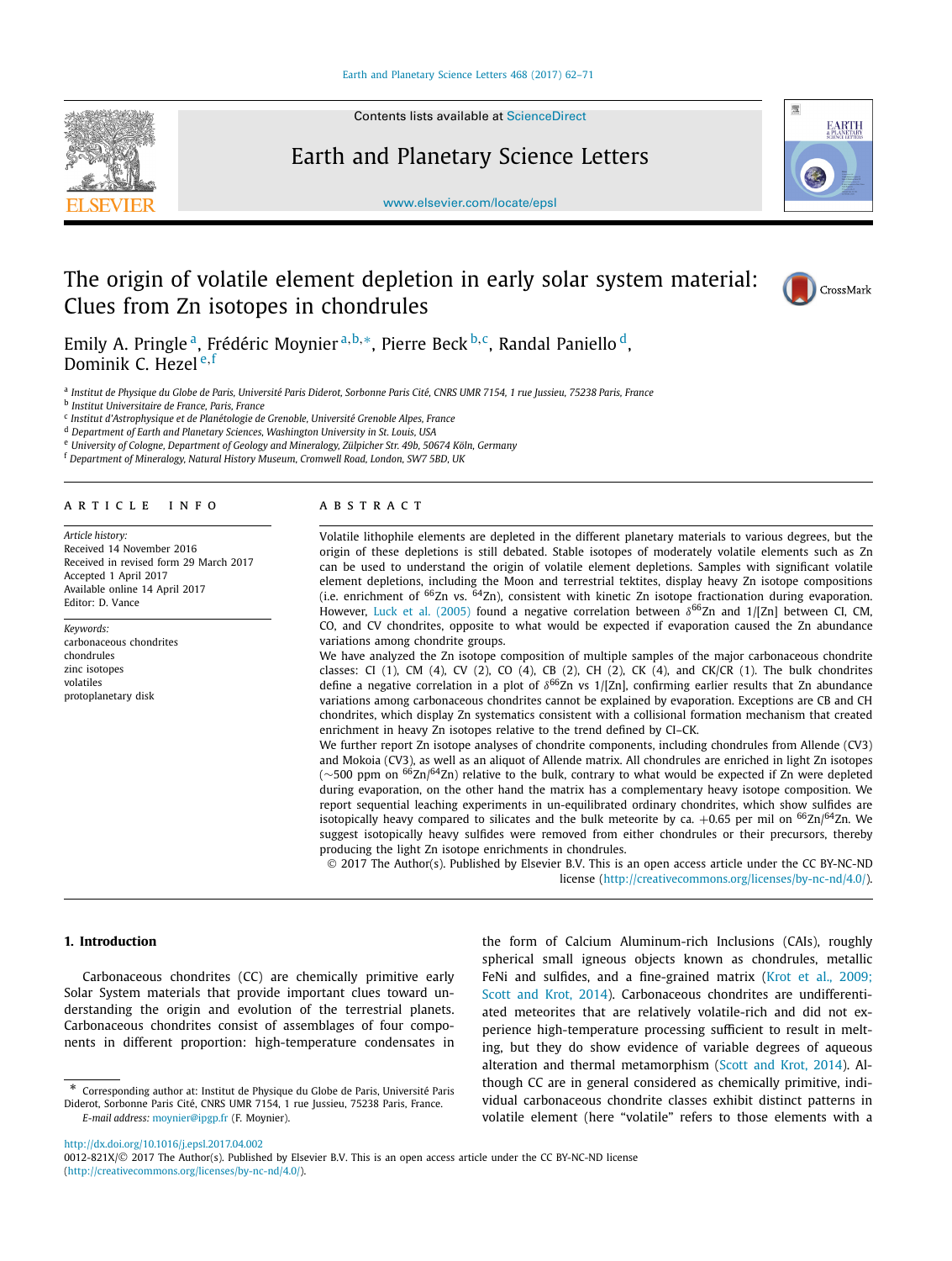# The origin of volatile element depletion in early solar system material: Clues from Zn isotopes in chondrules

Emily A. Pringle [a], Frédéric Moynier [a,b,*], Pierre Beck [b,c], Randal Paniello [d], Dominik C. Hezel [e,f]

[a] Institut de Physique du Globe de Paris, Université Paris Diderot, Sorbonne Paris Cité, CNRS UMR 7154, 1 rue Jussieu, 75238 Paris, France
[b] Institut Universitaire de France, Paris, France
[c] Institut d'Astrophysique et de Planétologie de Grenoble, Université Grenoble Alpes, France
[d] Department of Earth and Planetary Sciences, Washington University in St. Louis, USA
[e] University of Cologne, Department of Geology and Mineralogy, Zülpicher Str. 49b, 50674 Köln, Germany
[f] Department of Mineralogy, Natural History Museum, Cromwell Road, London, SW7 5BD, UK

## ARTICLE INFO

*Article history:*
Received 14 November 2016
Received in revised form 29 March 2017
Accepted 1 April 2017
Available online 14 April 2017
Editor: D. Vance

*Keywords:*
carbonaceous chondrites
chondrules
zinc isotopes
volatiles
protoplanetary disk

## ABSTRACT

Volatile lithophile elements are depleted in the different planetary materials to various degrees, but the origin of these depletions is still debated. Stable isotopes of moderately volatile elements such as Zn can be used to understand the origin of volatile element depletions. Samples with significant volatile element depletions, including the Moon and terrestrial tektites, display heavy Zn isotope compositions (i.e. enrichment of $^{66}$Zn vs. $^{64}$Zn), consistent with kinetic Zn isotope fractionation during evaporation. However, Luck et al. (2005) found a negative correlation between $\delta^{66}$Zn and 1/[Zn] between CI, CM, CO, and CV chondrites, opposite to what would be expected if evaporation caused the Zn abundance variations among chondrite groups.

We have analyzed the Zn isotope composition of multiple samples of the major carbonaceous chondrite classes: CI (1), CM (4), CV (2), CO (4), CB (2), CH (2), CK (4), and CK/CR (1). The bulk chondrites define a negative correlation in a plot of $\delta^{66}$Zn vs 1/[Zn], confirming earlier results that Zn abundance variations among carbonaceous chondrites cannot be explained by evaporation. Exceptions are CB and CH chondrites, which display Zn systematics consistent with a collisional formation mechanism that created enrichment in heavy Zn isotopes relative to the trend defined by CI–CK.

We further report Zn isotope analyses of chondrite components, including chondrules from Allende (CV3) and Mokoia (CV3), as well as an aliquot of Allende matrix. All chondrules are enriched in light Zn isotopes (~500 ppm on $^{66}$Zn/$^{64}$Zn) relative to the bulk, contrary to what would be expected if Zn were depleted during evaporation, on the other hand the matrix has a complementary heavy isotope composition. We report sequential leaching experiments in un-equilibrated ordinary chondrites, which show sulfides are isotopically heavy compared to silicates and the bulk meteorite by ca. +0.65 per mil on $^{66}$Zn/$^{64}$Zn. We suggest isotopically heavy sulfides were removed from either chondrules or their precursors, thereby producing the light Zn isotope enrichments in chondrules.

© 2017 The Author(s). Published by Elsevier B.V. This is an open access article under the CC BY-NC-ND license (http://creativecommons.org/licenses/by-nc-nd/4.0/).

## 1. Introduction

Carbonaceous chondrites (CC) are chemically primitive early Solar System materials that provide important clues toward understanding the origin and evolution of the terrestrial planets. Carbonaceous chondrites consist of assemblages of four components in different proportion: high-temperature condensates in the form of Calcium Aluminum-rich Inclusions (CAIs), roughly spherical small igneous objects known as chondrules, metallic FeNi and sulfides, and a fine-grained matrix (Krot et al., 2009; Scott and Krot, 2014). Carbonaceous chondrites are undifferentiated meteorites that are relatively volatile-rich and did not experience high-temperature processing sufficient to result in melting, but they do show evidence of variable degrees of aqueous alteration and thermal metamorphism (Scott and Krot, 2014). Although CC are in general considered as chemically primitive, individual carbonaceous chondrite classes exhibit distinct patterns in volatile element (here "volatile" refers to those elements with a

\* Corresponding author at: Institut de Physique du Globe de Paris, Université Paris Diderot, Sorbonne Paris Cité, CNRS UMR 7154, 1 rue Jussieu, 75238 Paris, France.
*E-mail address:* moynier@ipgp.fr (F. Moynier).

http://dx.doi.org/10.1016/j.epsl.2017.04.002
0012-821X/© 2017 The Author(s). Published by Elsevier B.V. This is an open access article under the CC BY-NC-ND license (http://creativecommons.org/licenses/by-nc-nd/4.0/).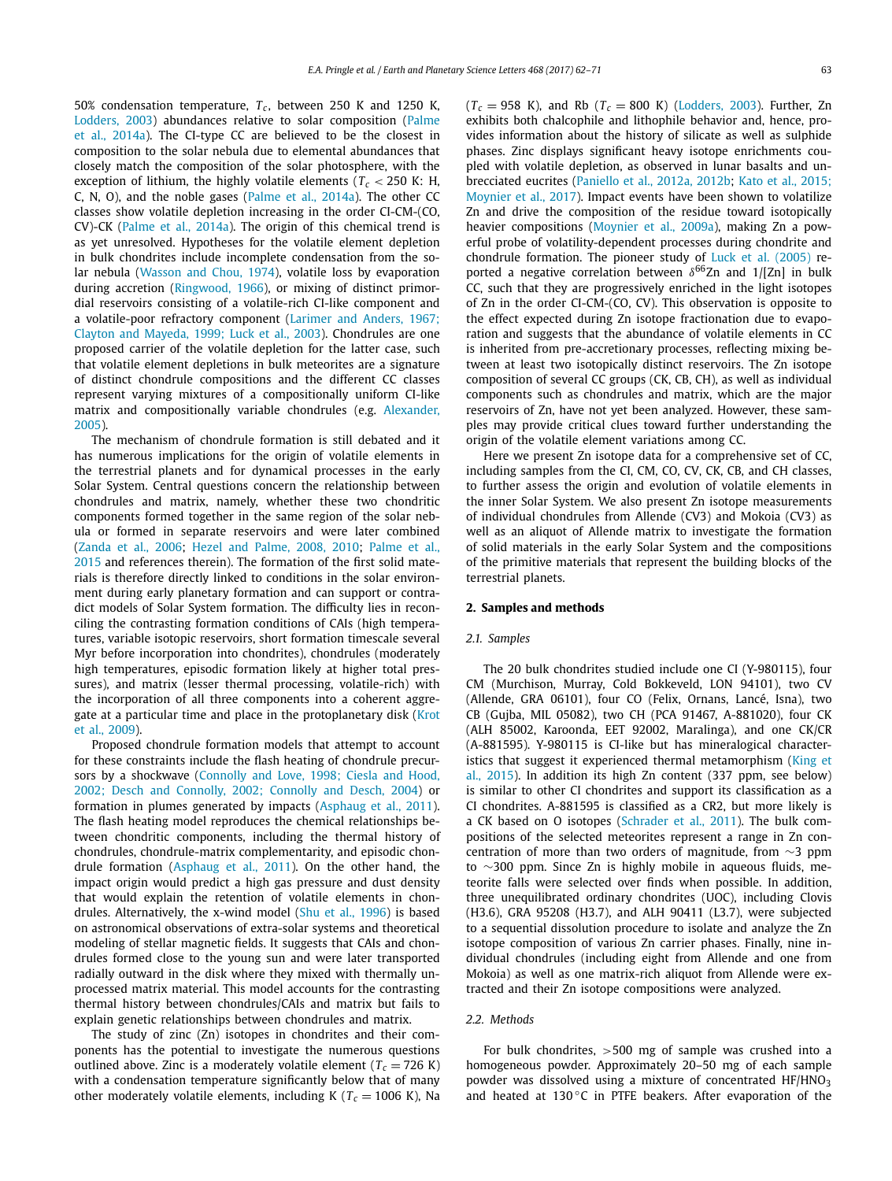50% condensation temperature, $T_c$, between 250 K and 1250 K, Lodders, 2003) abundances relative to solar composition (Palme et al., 2014a). The CI-type CC are believed to be the closest in composition to the solar nebula due to elemental abundances that closely match the composition of the solar photosphere, with the exception of lithium, the highly volatile elements ($T_c < 250$ K: H, C, N, O), and the noble gases (Palme et al., 2014a). The other CC classes show volatile depletion increasing in the order CI-CM-(CO, CV)-CK (Palme et al., 2014a). The origin of this chemical trend is as yet unresolved. Hypotheses for the volatile element depletion in bulk chondrites include incomplete condensation from the solar nebula (Wasson and Chou, 1974), volatile loss by evaporation during accretion (Ringwood, 1966), or mixing of distinct primordial reservoirs consisting of a volatile-rich CI-like component and a volatile-poor refractory component (Larimer and Anders, 1967; Clayton and Mayeda, 1999; Luck et al., 2003). Chondrules are one proposed carrier of the volatile depletion for the latter case, such that volatile element depletions in bulk meteorites are a signature of distinct chondrule compositions and the different CC classes represent varying mixtures of a compositionally uniform CI-like matrix and compositionally variable chondrules (e.g. Alexander, 2005).

The mechanism of chondrule formation is still debated and it has numerous implications for the origin of volatile elements in the terrestrial planets and for dynamical processes in the early Solar System. Central questions concern the relationship between chondrules and matrix, namely, whether these two chondritic components formed together in the same region of the solar nebula or formed in separate reservoirs and were later combined (Zanda et al., 2006; Hezel and Palme, 2008, 2010; Palme et al., 2015 and references therein). The formation of the first solid materials is therefore directly linked to conditions in the solar environment during early planetary formation and can support or contradict models of Solar System formation. The difficulty lies in reconciling the contrasting formation conditions of CAIs (high temperatures, variable isotopic reservoirs, short formation timescale several Myr before incorporation into chondrites), chondrules (moderately high temperatures, episodic formation likely at higher total pressures), and matrix (lesser thermal processing, volatile-rich) with the incorporation of all three components into a coherent aggregate at a particular time and place in the protoplanetary disk (Krot et al., 2009).

Proposed chondrule formation models that attempt to account for these constraints include the flash heating of chondrule precursors by a shockwave (Connolly and Love, 1998; Ciesla and Hood, 2002; Desch and Connolly, 2002; Connolly and Desch, 2004) or formation in plumes generated by impacts (Asphaug et al., 2011). The flash heating model reproduces the chemical relationships between chondritic components, including the thermal history of chondrules, chondrule-matrix complementarity, and episodic chondrule formation (Asphaug et al., 2011). On the other hand, the impact origin would predict a high gas pressure and dust density that would explain the retention of volatile elements in chondrules. Alternatively, the x-wind model (Shu et al., 1996) is based on astronomical observations of extra-solar systems and theoretical modeling of stellar magnetic fields. It suggests that CAIs and chondrules formed close to the young sun and were later transported radially outward in the disk where they mixed with thermally unprocessed matrix material. This model accounts for the contrasting thermal history between chondrules/CAIs and matrix but fails to explain genetic relationships between chondrules and matrix.

The study of zinc (Zn) isotopes in chondrites and their components has the potential to investigate the numerous questions outlined above. Zinc is a moderately volatile element ($T_c = 726$ K) with a condensation temperature significantly below that of many other moderately volatile elements, including K ($T_c = 1006$ K), Na ($T_c = 958$ K), and Rb ($T_c = 800$ K) (Lodders, 2003). Further, Zn exhibits both chalcophile and lithophile behavior and, hence, provides information about the history of silicate as well as sulphide phases. Zinc displays significant heavy isotope enrichments coupled with volatile depletion, as observed in lunar basalts and unbrecciated eucrites (Paniello et al., 2012a, 2012b; Kato et al., 2015; Moynier et al., 2017). Impact events have been shown to volatilize Zn and drive the composition of the residue toward isotopically heavier compositions (Moynier et al., 2009a), making Zn a powerful probe of volatility-dependent processes during chondrite and chondrule formation. The pioneer study of Luck et al. (2005) reported a negative correlation between $\delta^{66}$Zn and 1/[Zn] in bulk CC, such that they are progressively enriched in the light isotopes of Zn in the order CI-CM-(CO, CV). This observation is opposite to the effect expected during Zn isotope fractionation due to evaporation and suggests that the abundance of volatile elements in CC is inherited from pre-accretionary processes, reflecting mixing between at least two isotopically distinct reservoirs. The Zn isotope composition of several CC groups (CK, CB, CH), as well as individual components such as chondrules and matrix, which are the major reservoirs of Zn, have not yet been analyzed. However, these samples may provide critical clues toward further understanding the origin of the volatile element variations among CC.

Here we present Zn isotope data for a comprehensive set of CC, including samples from the CI, CM, CO, CV, CK, CB, and CH classes, to further assess the origin and evolution of volatile elements in the inner Solar System. We also present Zn isotope measurements of individual chondrules from Allende (CV3) and Mokoia (CV3) as well as an aliquot of Allende matrix to investigate the formation of solid materials in the early Solar System and the compositions of the primitive materials that represent the building blocks of the terrestrial planets.

## 2. Samples and methods

### 2.1. Samples

The 20 bulk chondrites studied include one CI (Y-980115), four CM (Murchison, Murray, Cold Bokkeveld, LON 94101), two CV (Allende, GRA 06101), four CO (Felix, Ornans, Lancé, Isna), two CB (Gujba, MIL 05082), two CH (PCA 91467, A-881020), four CK (ALH 85002, Karoonda, EET 92002, Maralinga), and one CK/CR (A-881595). Y-980115 is CI-like but has mineralogical characteristics that suggest it experienced thermal metamorphism (King et al., 2015). In addition its high Zn content (337 ppm, see below) is similar to other CI chondrites and support its classification as a CI chondrites. A-881595 is classified as a CR2, but more likely is a CK based on O isotopes (Schrader et al., 2011). The bulk compositions of the selected meteorites represent a range in Zn concentration of more than two orders of magnitude, from ~3 ppm to ~300 ppm. Since Zn is highly mobile in aqueous fluids, meteorite falls were selected over finds when possible. In addition, three unequilibrated ordinary chondrites (UOC), including Clovis (H3.6), GRA 95208 (H3.7), and ALH 90411 (L3.7), were subjected to a sequential dissolution procedure to isolate and analyze the Zn isotope composition of various Zn carrier phases. Finally, nine individual chondrules (including eight from Allende and one from Mokoia) as well as one matrix-rich aliquot from Allende were extracted and their Zn isotope compositions were analyzed.

### 2.2. Methods

For bulk chondrites, >500 mg of sample was crushed into a homogeneous powder. Approximately 20–50 mg of each sample powder was dissolved using a mixture of concentrated HF/$HNO_3$ and heated at 130 °C in PTFE beakers. After evaporation of the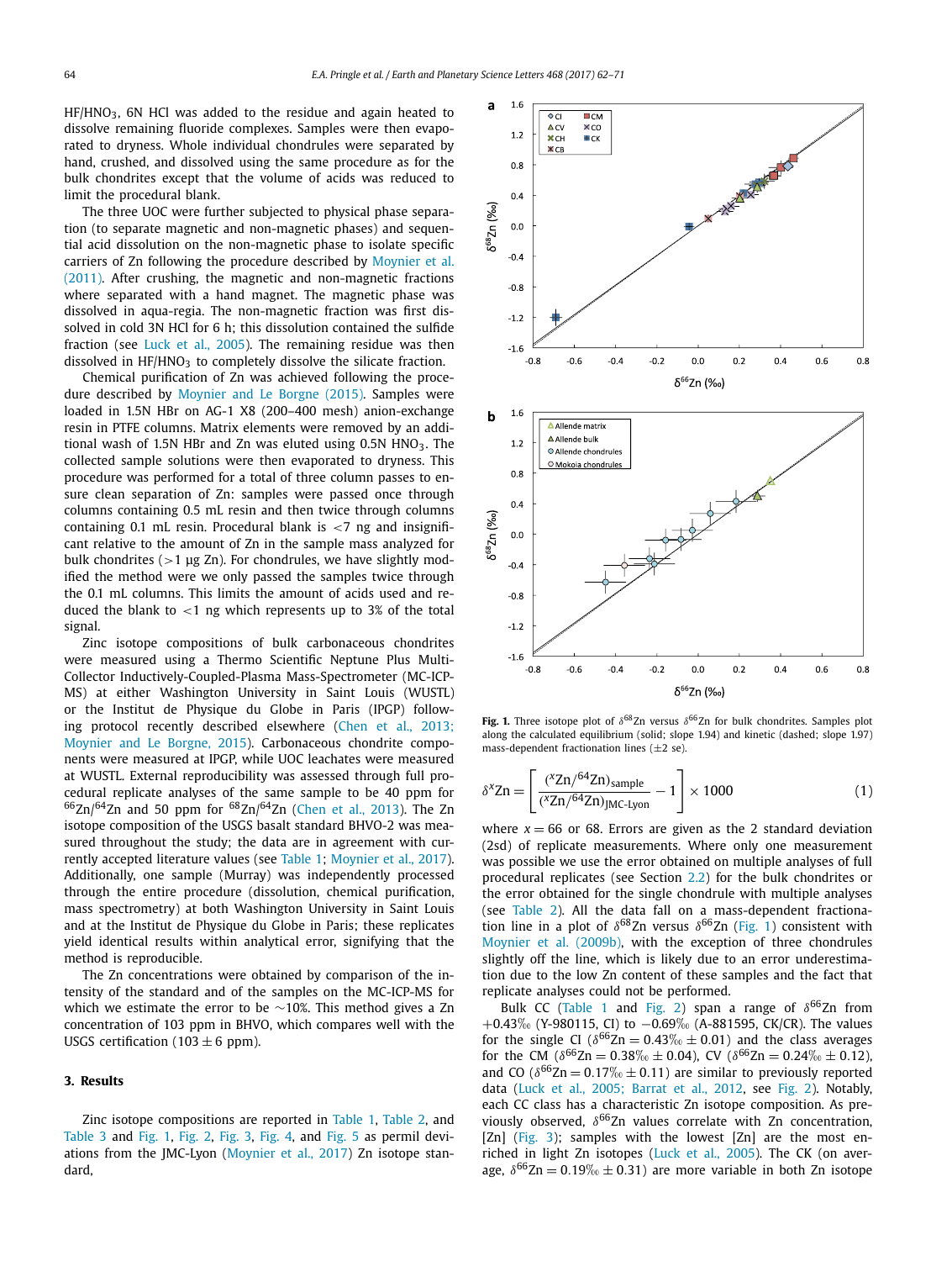HF/HNO$_3$, 6N HCl was added to the residue and again heated to dissolve remaining fluoride complexes. Samples were then evaporated to dryness. Whole individual chondrules were separated by hand, crushed, and dissolved using the same procedure as for the bulk chondrites except that the volume of acids was reduced to limit the procedural blank.

The three UOC were further subjected to physical phase separation (to separate magnetic and non-magnetic phases) and sequential acid dissolution on the non-magnetic phase to isolate specific carriers of Zn following the procedure described by Moynier et al. (2011). After crushing, the magnetic and non-magnetic fractions where separated with a hand magnet. The magnetic phase was dissolved in aqua-regia. The non-magnetic fraction was first dissolved in cold 3N HCl for 6 h; this dissolution contained the sulfide fraction (see Luck et al., 2005). The remaining residue was then dissolved in HF/HNO$_3$ to completely dissolve the silicate fraction.

Chemical purification of Zn was achieved following the procedure described by Moynier and Le Borgne (2015). Samples were loaded in 1.5N HBr on AG-1 X8 (200–400 mesh) anion-exchange resin in PTFE columns. Matrix elements were removed by an additional wash of 1.5N HBr and Zn was eluted using 0.5N HNO$_3$. The collected sample solutions were then evaporated to dryness. This procedure was performed for a total of three column passes to ensure clean separation of Zn: samples were passed once through columns containing 0.5 mL resin and then twice through columns containing 0.1 mL resin. Procedural blank is <7 ng and insignificant relative to the amount of Zn in the sample mass analyzed for bulk chondrites (>1 μg Zn). For chondrules, we have slightly modified the method were we only passed the samples twice through the 0.1 mL columns. This limits the amount of acids used and reduced the blank to <1 ng which represents up to 3% of the total signal.

Zinc isotope compositions of bulk carbonaceous chondrites were measured using a Thermo Scientific Neptune Plus Multi-Collector Inductively-Coupled-Plasma Mass-Spectrometer (MC-ICP-MS) at either Washington University in Saint Louis (WUSTL) or the Institut de Physique du Globe in Paris (IPGP) following protocol recently described elsewhere (Chen et al., 2013; Moynier and Le Borgne, 2015). Carbonaceous chondrite components were measured at IPGP, while UOC leachates were measured at WUSTL. External reproducibility was assessed through full procedural replicate analyses of the same sample to be 40 ppm for $^{66}$Zn/$^{64}$Zn and 50 ppm for $^{68}$Zn/$^{64}$Zn (Chen et al., 2013). The Zn isotope composition of the USGS basalt standard BHVO-2 was measured throughout the study; the data are in agreement with currently accepted literature values (see Table 1; Moynier et al., 2017). Additionally, one sample (Murray) was independently processed through the entire procedure (dissolution, chemical purification, mass spectrometry) at both Washington University in Saint Louis and at the Institut de Physique du Globe in Paris; these replicates yield identical results within analytical error, signifying that the method is reproducible.

The Zn concentrations were obtained by comparison of the intensity of the standard and of the samples on the MC-ICP-MS for which we estimate the error to be ~10%. This method gives a Zn concentration of 103 ppm in BHVO, which compares well with the USGS certification (103 ± 6 ppm).

## 3. Results

Zinc isotope compositions are reported in Table 1, Table 2, and Table 3 and Fig. 1, Fig. 2, Fig. 3, Fig. 4, and Fig. 5 as permil deviations from the JMC-Lyon (Moynier et al., 2017) Zn isotope standard,

$$\delta^{x}\mathrm{Zn} = \left[\frac{(^{x}\mathrm{Zn}/^{64}\mathrm{Zn})_{\mathrm{sample}}}{(^{x}\mathrm{Zn}/^{64}\mathrm{Zn})_{\mathrm{JMC\text{-}Lyon}}} - 1\right] \times 1000 \tag{1}$$

where $x = 66$ or 68. Errors are given as the 2 standard deviation (2sd) of replicate measurements. Where only one measurement was possible we use the error obtained on multiple analyses of full procedural replicates (see Section 2.2) for the bulk chondrites or the error obtained for the single chondrule with multiple analyses (see Table 2). All the data fall on a mass-dependent fractionation line in a plot of $\delta^{68}$Zn versus $\delta^{66}$Zn (Fig. 1) consistent with Moynier et al. (2009b), with the exception of three chondrules slightly off the line, which is likely due to an error underestimation due to the low Zn content of these samples and the fact that replicate analyses could not be performed.

Bulk CC (Table 1 and Fig. 2) span a range of $\delta^{66}$Zn from +0.43‰ (Y-980115, CI) to −0.69‰ (A-881595, CK/CR). The values for the single CI ($\delta^{66}$Zn = 0.43‰ ± 0.01) and the class averages for the CM ($\delta^{66}$Zn = 0.38‰ ± 0.04), CV ($\delta^{66}$Zn = 0.24‰ ± 0.12), and CO ($\delta^{66}$Zn = 0.17‰ ± 0.11) are similar to previously reported data (Luck et al., 2005; Barrat et al., 2012, see Fig. 2). Notably, each CC class has a characteristic Zn isotope composition. As previously observed, $\delta^{66}$Zn values correlate with Zn concentration, [Zn] (Fig. 3); samples with the lowest [Zn] are the most enriched in light Zn isotopes (Luck et al., 2005). The CK (on average, $\delta^{66}$Zn = 0.19‰ ± 0.31) are more variable in both Zn isotope

**Fig. 1.** Three isotope plot of $\delta^{68}$Zn versus $\delta^{66}$Zn for bulk chondrites. Samples plot along the calculated equilibrium (solid; slope 1.94) and kinetic (dashed; slope 1.97) mass-dependent fractionation lines (±2 se).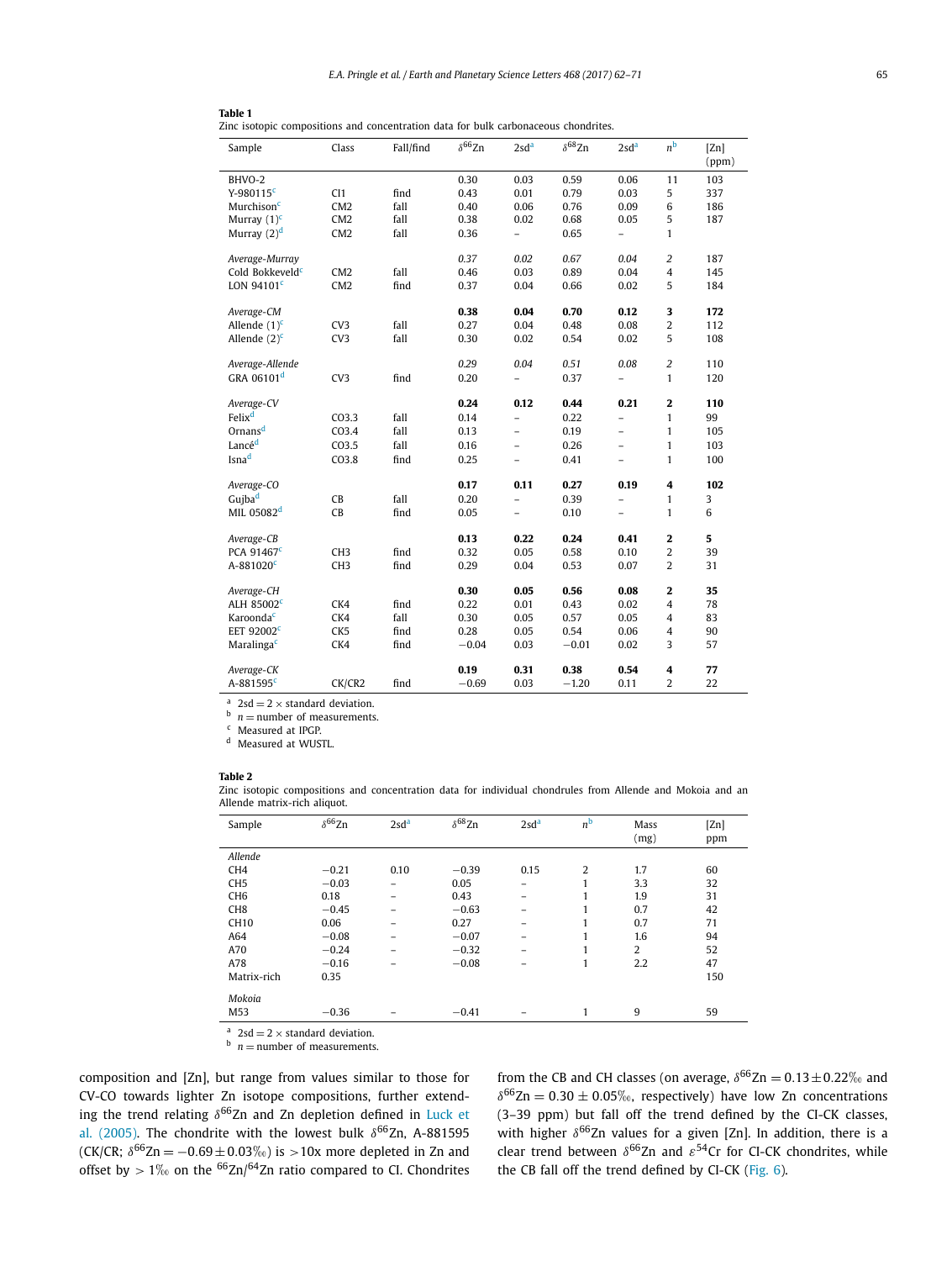**Table 1**
Zinc isotopic compositions and concentration data for bulk carbonaceous chondrites.

| Sample | Class | Fall/find | $\delta^{66}$Zn | 2sd[a] | $\delta^{68}$Zn | 2sd[a] | n[b] | [Zn] (ppm) |
|---|---|---|---|---|---|---|---|---|
| BHVO-2 | | | 0.30 | 0.03 | 0.59 | 0.06 | 11 | 103 |
| Y-980115[c] | CI1 | find | 0.43 | 0.01 | 0.79 | 0.03 | 5 | 337 |
| Murchison[c] | CM2 | fall | 0.40 | 0.06 | 0.76 | 0.09 | 6 | 186 |
| Murray (1)[c] | CM2 | fall | 0.38 | 0.02 | 0.68 | 0.05 | 5 | 187 |
| Murray (2)[d] | CM2 | fall | 0.36 | – | 0.65 | – | 1 | |
| *Average-Murray* | | | *0.37* | *0.02* | *0.67* | *0.04* | *2* | 187 |
| Cold Bokkeveld[c] | CM2 | fall | 0.46 | 0.03 | 0.89 | 0.04 | 4 | 145 |
| LON 94101[c] | CM2 | find | 0.37 | 0.04 | 0.66 | 0.02 | 5 | 184 |
| *Average-CM* | | | **0.38** | **0.04** | **0.70** | **0.12** | **3** | **172** |
| Allende (1)[c] | CV3 | fall | 0.27 | 0.04 | 0.48 | 0.08 | 2 | 112 |
| Allende (2)[c] | CV3 | fall | 0.30 | 0.02 | 0.54 | 0.02 | 5 | 108 |
| *Average-Allende* | | | *0.29* | *0.04* | *0.51* | *0.08* | *2* | 110 |
| GRA 06101[d] | CV3 | find | 0.20 | – | 0.37 | – | 1 | 120 |
| *Average-CV* | | | **0.24** | **0.12** | **0.44** | **0.21** | **2** | **110** |
| Felix[d] | CO3.3 | fall | 0.14 | – | 0.22 | – | 1 | 99 |
| Ornans[d] | CO3.4 | fall | 0.13 | – | 0.19 | – | 1 | 105 |
| Lancé[d] | CO3.5 | fall | 0.16 | – | 0.26 | – | 1 | 103 |
| Isna[d] | CO3.8 | find | 0.25 | – | 0.41 | – | 1 | 100 |
| *Average-CO* | | | **0.17** | **0.11** | **0.27** | **0.19** | **4** | **102** |
| Gujba[d] | CB | fall | 0.20 | – | 0.39 | – | 1 | 3 |
| MIL 05082[d] | CB | find | 0.05 | – | 0.10 | – | 1 | 6 |
| *Average-CB* | | | **0.13** | **0.22** | **0.24** | **0.41** | **2** | **5** |
| PCA 91467[c] | CH3 | find | 0.32 | 0.05 | 0.58 | 0.10 | 2 | 39 |
| A-881020[c] | CH3 | find | 0.29 | 0.04 | 0.53 | 0.07 | 2 | 31 |
| *Average-CH* | | | **0.30** | **0.05** | **0.56** | **0.08** | **2** | **35** |
| ALH 85002[c] | CK4 | find | 0.22 | 0.01 | 0.43 | 0.02 | 4 | 78 |
| Karoonda[c] | CK4 | fall | 0.30 | 0.05 | 0.57 | 0.05 | 4 | 83 |
| EET 92002[c] | CK5 | find | 0.28 | 0.05 | 0.54 | 0.06 | 4 | 90 |
| Maralinga[c] | CK4 | find | −0.04 | 0.03 | −0.01 | 0.02 | 3 | 57 |
| *Average-CK* | | | **0.19** | **0.31** | **0.38** | **0.54** | **4** | **77** |
| A-881595[c] | CK/CR2 | find | −0.69 | 0.03 | −1.20 | 0.11 | 2 | 22 |

[a] 2sd = 2 × standard deviation.
[b] n = number of measurements.
[c] Measured at IPGP.
[d] Measured at WUSTL.

**Table 2**
Zinc isotopic compositions and concentration data for individual chondrules from Allende and Mokoia and an Allende matrix-rich aliquot.

| Sample | $\delta^{66}$Zn | 2sd[a] | $\delta^{68}$Zn | 2sd[a] | n[b] | Mass (mg) | [Zn] ppm |
|---|---|---|---|---|---|---|---|
| *Allende* | | | | | | | |
| CH4 | −0.21 | 0.10 | −0.39 | 0.15 | 2 | 1.7 | 60 |
| CH5 | −0.03 | – | 0.05 | – | 1 | 3.3 | 32 |
| CH6 | 0.18 | – | 0.43 | – | 1 | 1.9 | 31 |
| CH8 | −0.45 | – | −0.63 | – | 1 | 0.7 | 42 |
| CH10 | 0.06 | – | 0.27 | – | 1 | 0.7 | 71 |
| A64 | −0.08 | – | −0.07 | – | 1 | 1.6 | 94 |
| A70 | −0.24 | – | −0.32 | – | 1 | 2 | 52 |
| A78 | −0.16 | – | −0.08 | – | 1 | 2.2 | 47 |
| Matrix-rich | 0.35 | | | | | | 150 |
| *Mokoia* | | | | | | | |
| M53 | −0.36 | – | −0.41 | – | 1 | 9 | 59 |

[a] 2sd = 2 × standard deviation.
[b] n = number of measurements.

composition and [Zn], but range from values similar to those for CV-CO towards lighter Zn isotope compositions, further extending the trend relating $\delta^{66}$Zn and Zn depletion defined in Luck et al. (2005). The chondrite with the lowest bulk $\delta^{66}$Zn, A-881595 (CK/CR; $\delta^{66}\text{Zn} = -0.69 \pm 0.03$‰) is >10x more depleted in Zn and offset by > 1‰ on the $^{66}$Zn/$^{64}$Zn ratio compared to CI. Chondrites from the CB and CH classes (on average, $\delta^{66}\text{Zn} = 0.13 \pm 0.22$‰ and $\delta^{66}\text{Zn} = 0.30 \pm 0.05$‰, respectively) have low Zn concentrations (3–39 ppm) but fall off the trend defined by the CI-CK classes, with higher $\delta^{66}$Zn values for a given [Zn]. In addition, there is a clear trend between $\delta^{66}$Zn and $\varepsilon^{54}$Cr for CI-CK chondrites, while the CB fall off the trend defined by CI-CK (Fig. 6).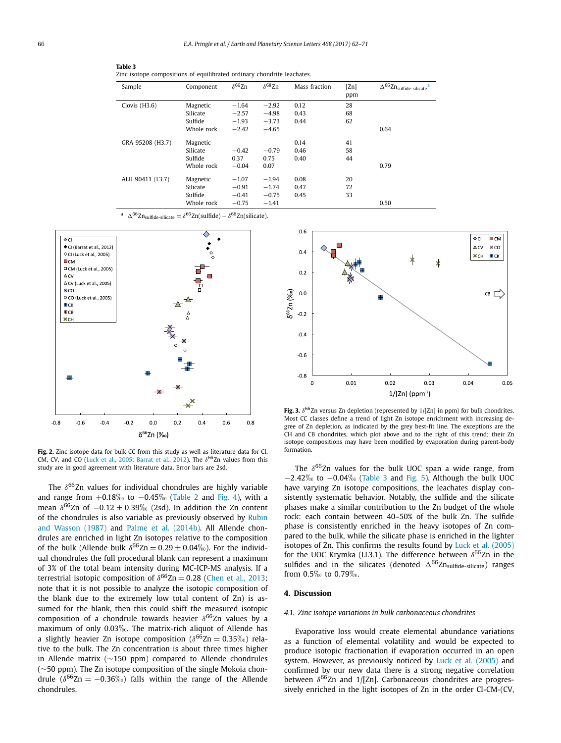**Table 3**
Zinc isotope compositions of equilibrated ordinary chondrite leachates.

| Sample | Component | $\delta^{66}$Zn | $\delta^{68}$Zn | Mass fraction | [Zn] ppm | $\Delta^{66}Zn_{sulfide-silicate}$ [a] |
|---|---|---|---|---|---|---|
| Clovis (H3.6) | Magnetic | −1.64 | −2.92 | 0.12 | 28 | |
| | Silicate | −2.57 | −4.98 | 0.43 | 68 | |
| | Sulfide | −1.93 | −3.73 | 0.44 | 62 | |
| | Whole rock | −2.42 | −4.65 | | | 0.64 |
| GRA 95208 (H3.7) | Magnetic | | | 0.14 | 41 | |
| | Silicate | −0.42 | −0.79 | 0.46 | 58 | |
| | Sulfide | 0.37 | 0.75 | 0.40 | 44 | |
| | Whole rock | −0.04 | 0.07 | | | 0.79 |
| ALH 90411 (L3.7) | Magnetic | −1.07 | −1.94 | 0.08 | 20 | |
| | Silicate | −0.91 | −1.74 | 0.47 | 72 | |
| | Sulfide | −0.41 | −0.75 | 0.45 | 33 | |
| | Whole rock | −0.75 | −1.41 | | | 0.50 |

[a] $\Delta^{66}Zn_{sulfide-silicate} = \delta^{66}Zn(sulfide) - \delta^{66}Zn(silicate)$.

**Fig. 2.** Zinc isotope data for bulk CC from this study as well as literature data for CI, CM, CV, and CO (Luck et al., 2005; Barrat et al., 2012). The $\delta^{66}$Zn values from this study are in good agreement with literature data. Error bars are 2sd.

**Fig. 3.** $\delta^{66}$Zn versus Zn depletion (represented by 1/[Zn] in ppm) for bulk chondrites. Most CC classes define a trend of light Zn isotope enrichment with increasing degree of Zn depletion, as indicated by the grey best-fit line. The exceptions are the CH and CB chondrites, which plot above and to the right of this trend; their Zn isotope compositions may have been modified by evaporation during parent-body formation.

The $\delta^{66}$Zn values for individual chondrules are highly variable and range from +0.18‰ to −0.45‰ (Table 2 and Fig. 4), with a mean $\delta^{66}$Zn of $-0.12 \pm 0.39$‰ (2sd). In addition the Zn content of the chondrules is also variable as previously observed by Rubin and Wasson (1987) and Palme et al. (2014b). All Allende chondrules are enriched in light Zn isotopes relative to the composition of the bulk (Allende bulk $\delta^{66}Zn = 0.29 \pm 0.04$‰). For the individual chondrules the full procedural blank can represent a maximum of 3% of the total beam intensity during MC-ICP-MS analysis. If a terrestrial isotopic composition of $\delta^{66}Zn = 0.28$ (Chen et al., 2013; note that it is not possible to analyze the isotopic composition of the blank due to the extremely low total content of Zn) is assumed for the blank, then this could shift the measured isotopic composition of a chondrule towards heavier $\delta^{66}$Zn values by a maximum of only 0.03‰. The matrix-rich aliquot of Allende has a slightly heavier Zn isotope composition ($\delta^{66}Zn = 0.35$‰) relative to the bulk. The Zn concentration is about three times higher in Allende matrix (~150 ppm) compared to Allende chondrules (~50 ppm). The Zn isotope composition of the single Mokoia chondrule ($\delta^{66}Zn = -0.36$‰) falls within the range of the Allende chondrules.

The $\delta^{66}$Zn values for the bulk UOC span a wide range, from −2.42‰ to −0.04‰ (Table 3 and Fig. 5). Although the bulk UOC have varying Zn isotope compositions, the leachates display consistently systematic behavior. Notably, the sulfide and the silicate phases make a similar contribution to the Zn budget of the whole rock: each contain between 40–50% of the bulk Zn. The sulfide phase is consistently enriched in the heavy isotopes of Zn compared to the bulk, while the silicate phase is enriched in the lighter isotopes of Zn. This confirms the results found by Luck et al. (2005) for the UOC Krymka (LL3.1). The difference between $\delta^{66}$Zn in the sulfides and in the silicates (denoted $\Delta^{66}Zn_{sulfide-silicate}$) ranges from 0.5‰ to 0.79‰.

## 4. Discussion

### 4.1. Zinc isotope variations in bulk carbonaceous chondrites

Evaporative loss would create elemental abundance variations as a function of elemental volatility and would be expected to produce isotopic fractionation if evaporation occurred in an open system. However, as previously noticed by Luck et al. (2005) and confirmed by our new data there is a strong negative correlation between $\delta^{66}$Zn and 1/[Zn]. Carbonaceous chondrites are progressively enriched in the light isotopes of Zn in the order CI-CM-(CV,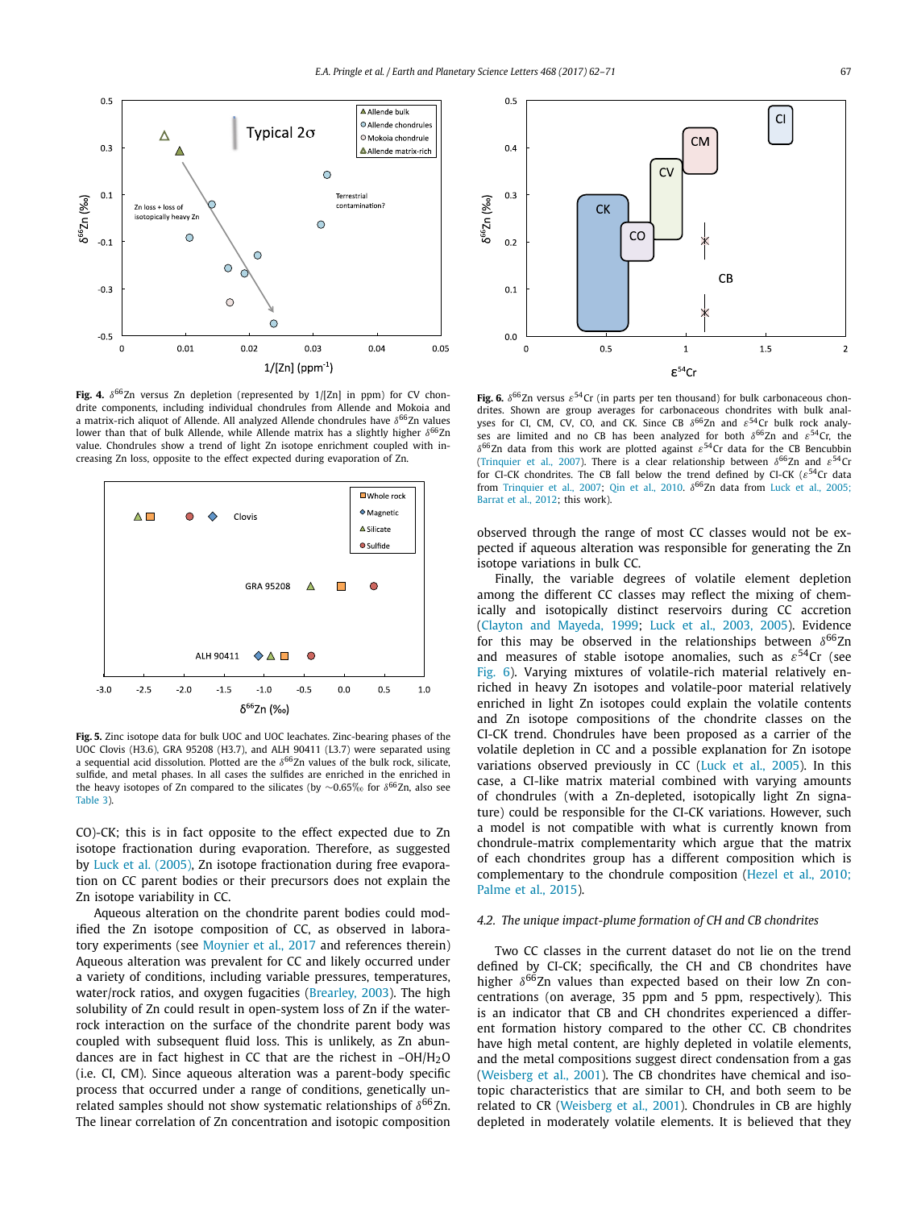**Fig. 4.** $\delta^{66}$Zn versus Zn depletion (represented by 1/[Zn] in ppm) for CV chondrite components, including individual chondrules from Allende and Mokoia and a matrix-rich aliquot of Allende. All analyzed Allende chondrules have $\delta^{66}$Zn values lower than that of bulk Allende, while Allende matrix has a slightly higher $\delta^{66}$Zn value. Chondrules show a trend of light Zn isotope enrichment coupled with increasing Zn loss, opposite to the effect expected during evaporation of Zn.

**Fig. 5.** Zinc isotope data for bulk UOC and UOC leachates. Zinc-bearing phases of the UOC Clovis (H3.6), GRA 95208 (H3.7), and ALH 90411 (L3.7) were separated using a sequential acid dissolution. Plotted are the $\delta^{66}$Zn values of the bulk rock, silicate, sulfide, and metal phases. In all cases the sulfides are enriched in the heavy isotopes of Zn compared to the silicates (by ~0.65‰ for $\delta^{66}$Zn, also see Table 3).

CO)-CK; this is in fact opposite to the effect expected due to Zn isotope fractionation during evaporation. Therefore, as suggested by Luck et al. (2005), Zn isotope fractionation during free evaporation on CC parent bodies or their precursors does not explain the Zn isotope variability in CC.

Aqueous alteration on the chondrite parent bodies could modified the Zn isotope composition of CC, as observed in laboratory experiments (see Moynier et al., 2017 and references therein) Aqueous alteration was prevalent for CC and likely occurred under a variety of conditions, including variable pressures, temperatures, water/rock ratios, and oxygen fugacities (Brearley, 2003). The high solubility of Zn could result in open-system loss of Zn if the water-rock interaction on the surface of the chondrite parent body was coupled with subsequent fluid loss. This is unlikely, as Zn abundances are in fact highest in CC that are the richest in –OH/$H_2O$ (i.e. CI, CM). Since aqueous alteration was a parent-body specific process that occurred under a range of conditions, genetically unrelated samples should not show systematic relationships of $\delta^{66}$Zn. The linear correlation of Zn concentration and isotopic composition

**Fig. 6.** $\delta^{66}$Zn versus $\varepsilon^{54}$Cr (in parts per ten thousand) for bulk carbonaceous chondrites. Shown are group averages for carbonaceous chondrites with bulk analyses for CI, CM, CV, CO, and CK. Since CB $\delta^{66}$Zn and $\varepsilon^{54}$Cr bulk rock analyses are limited and no CB has been analyzed for both $\delta^{66}$Zn and $\varepsilon^{54}$Cr, the $\delta^{66}$Zn data from this work are plotted against $\varepsilon^{54}$Cr data for the CB Bencubbin (Trinquier et al., 2007). There is a clear relationship between $\delta^{66}$Zn and $\varepsilon^{54}$Cr for CI-CK chondrites. The CB fall below the trend defined by CI-CK ($\varepsilon^{54}$Cr data from Trinquier et al., 2007; Qin et al., 2010. $\delta^{66}$Zn data from Luck et al., 2005; Barrat et al., 2012; this work).

observed through the range of most CC classes would not be expected if aqueous alteration was responsible for generating the Zn isotope variations in bulk CC.

Finally, the variable degrees of volatile element depletion among the different CC classes may reflect the mixing of chemically and isotopically distinct reservoirs during CC accretion (Clayton and Mayeda, 1999; Luck et al., 2003, 2005). Evidence for this may be observed in the relationships between $\delta^{66}$Zn and measures of stable isotope anomalies, such as $\varepsilon^{54}$Cr (see Fig. 6). Varying mixtures of volatile-rich material relatively enriched in heavy Zn isotopes and volatile-poor material relatively enriched in light Zn isotopes could explain the volatile content and Zn isotope compositions of the chondrite classes on the CI-CK trend. Chondrules have been proposed as a carrier of the volatile depletion in CC and a possible explanation for Zn isotope variations observed previously in CC (Luck et al., 2005). In this case, a CI-like matrix material combined with varying amounts of chondrules (with a Zn-depleted, isotopically light Zn signature) could be responsible for the CI-CK variations. However, such a model is not compatible with what is currently known from chondrule-matrix complementarity which argue that the matrix of each chondrites group has a different composition which is complementary to the chondrule composition (Hezel et al., 2010; Palme et al., 2015).

### 4.2. The unique impact-plume formation of CH and CB chondrites

Two CC classes in the current dataset do not lie on the trend defined by CI-CK; specifically, the CH and CB chondrites have higher $\delta^{66}$Zn values than expected based on their low Zn concentrations (on average, 35 ppm and 5 ppm, respectively). This is an indicator that CB and CH chondrites experienced a different formation history compared to the other CC. CB chondrites have high metal content, are highly depleted in volatile elements, and the metal compositions suggest direct condensation from a gas (Weisberg et al., 2001). The CB chondrites have chemical and isotopic characteristics that are similar to CH, and both seem to be related to CR (Weisberg et al., 2001). Chondrules in CB are highly depleted in moderately volatile elements. It is believed that they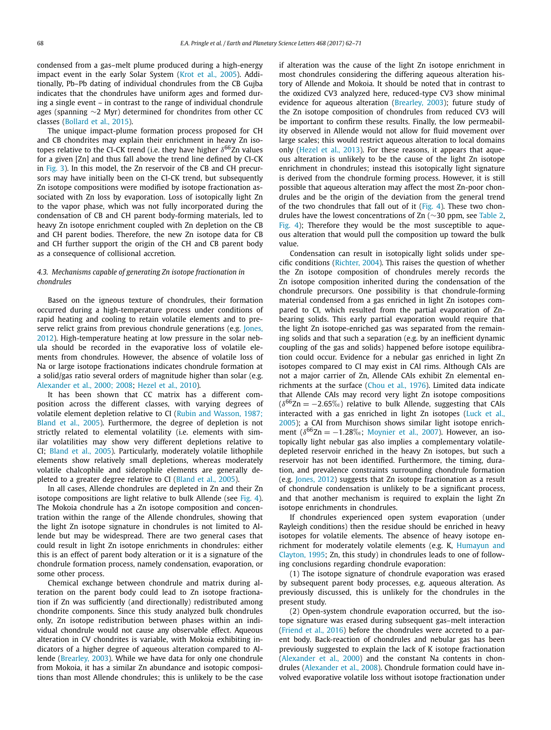condensed from a gas–melt plume produced during a high-energy impact event in the early Solar System (Krot et al., 2005). Additionally, Pb–Pb dating of individual chondrules from the CB Gujba indicates that the chondrules have uniform ages and formed during a single event – in contrast to the range of individual chondrule ages (spanning ∼2 Myr) determined for chondrites from other CC classes (Bollard et al., 2015).

The unique impact-plume formation process proposed for CH and CB chondrites may explain their enrichment in heavy Zn isotopes relative to the CI-CK trend (i.e. they have higher $\delta^{66}$Zn values for a given [Zn] and thus fall above the trend line defined by CI-CK in Fig. 3). In this model, the Zn reservoir of the CB and CH precursors may have initially been on the CI-CK trend, but subsequently Zn isotope compositions were modified by isotope fractionation associated with Zn loss by evaporation. Loss of isotopically light Zn to the vapor phase, which was not fully incorporated during the condensation of CB and CH parent body-forming materials, led to heavy Zn isotope enrichment coupled with Zn depletion on the CB and CH parent bodies. Therefore, the new Zn isotope data for CB and CH further support the origin of the CH and CB parent body as a consequence of collisional accretion.

### 4.3. Mechanisms capable of generating Zn isotope fractionation in chondrules

Based on the igneous texture of chondrules, their formation occurred during a high-temperature process under conditions of rapid heating and cooling to retain volatile elements and to preserve relict grains from previous chondrule generations (e.g. Jones, 2012). High-temperature heating at low pressure in the solar nebula should be recorded in the evaporative loss of volatile elements from chondrules. However, the absence of volatile loss of Na or large isotope fractionations indicates chondrule formation at a solid/gas ratio several orders of magnitude higher than solar (e.g. Alexander et al., 2000; 2008; Hezel et al., 2010).

It has been shown that CC matrix has a different composition across the different classes, with varying degrees of volatile element depletion relative to CI (Rubin and Wasson, 1987; Bland et al., 2005). Furthermore, the degree of depletion is not strictly related to elemental volatility (i.e. elements with similar volatilities may show very different depletions relative to CI; Bland et al., 2005). Particularly, moderately volatile lithophile elements show relatively small depletions, whereas moderately volatile chalcophile and siderophile elements are generally depleted to a greater degree relative to CI (Bland et al., 2005).

In all cases, Allende chondrules are depleted in Zn and their Zn isotope compositions are light relative to bulk Allende (see Fig. 4). The Mokoia chondrule has a Zn isotope composition and concentration within the range of the Allende chondrules, showing that the light Zn isotope signature in chondrules is not limited to Allende but may be widespread. There are two general cases that could result in light Zn isotope enrichments in chondrules: either this is an effect of parent body alteration or it is a signature of the chondrule formation process, namely condensation, evaporation, or some other process.

Chemical exchange between chondrule and matrix during alteration on the parent body could lead to Zn isotope fractionation if Zn was sufficiently (and directionally) redistributed among chondrite components. Since this study analyzed bulk chondrules only, Zn isotope redistribution between phases within an individual chondrule would not cause any observable effect. Aqueous alteration in CV chondrites is variable, with Mokoia exhibiting indicators of a higher degree of aqueous alteration compared to Allende (Brearley, 2003). While we have data for only one chondrule from Mokoia, it has a similar Zn abundance and isotopic compositions than most Allende chondrules; this is unlikely to be the case if alteration was the cause of the light Zn isotope enrichment in most chondrules considering the differing aqueous alteration history of Allende and Mokoia. It should be noted that in contrast to the oxidized CV3 analyzed here, reduced-type CV3 show minimal evidence for aqueous alteration (Brearley, 2003); future study of the Zn isotope composition of chondrules from reduced CV3 will be important to confirm these results. Finally, the low permeability observed in Allende would not allow for fluid movement over large scales; this would restrict aqueous alteration to local domains only (Hezel et al., 2013). For these reasons, it appears that aqueous alteration is unlikely to be the cause of the light Zn isotope enrichment in chondrules; instead this isotopically light signature is derived from the chondrule forming process. However, it is still possible that aqueous alteration may affect the most Zn-poor chondrules and be the origin of the deviation from the general trend of the two chondrules that fall out of it (Fig. 4). These two chondrules have the lowest concentrations of Zn (∼30 ppm, see Table 2, Fig. 4); Therefore they would be the most susceptible to aqueous alteration that would pull the composition up toward the bulk value.

Condensation can result in isotopically light solids under specific conditions (Richter, 2004). This raises the question of whether the Zn isotope composition of chondrules merely records the Zn isotope composition inherited during the condensation of the chondrule precursors. One possibility is that chondrule-forming material condensed from a gas enriched in light Zn isotopes compared to CI, which resulted from the partial evaporation of Zn-bearing solids. This early partial evaporation would require that the light Zn isotope-enriched gas was separated from the remaining solids and that such a separation (e.g. by an inefficient dynamic coupling of the gas and solids) happened before isotope equilibration could occur. Evidence for a nebular gas enriched in light Zn isotopes compared to CI may exist in CAI rims. Although CAIs are not a major carrier of Zn, Allende CAIs exhibit Zn elemental enrichments at the surface (Chou et al., 1976). Limited data indicate that Allende CAIs may record very light Zn isotope compositions ($\delta^{66}\mathrm{Zn} = -2.65‰$) relative to bulk Allende, suggesting that CAIs interacted with a gas enriched in light Zn isotopes (Luck et al., 2005); a CAI from Murchison shows similar light isotope enrichment ($\delta^{66}\mathrm{Zn} = -1.28‰$; Moynier et al., 2007). However, an isotopically light nebular gas also implies a complementary volatile-depleted reservoir enriched in the heavy Zn isotopes, but such a reservoir has not been identified. Furthermore, the timing, duration, and prevalence constraints surrounding chondrule formation (e.g. Jones, 2012) suggests that Zn isotope fractionation as a result of chondrule condensation is unlikely to be a significant process, and that another mechanism is required to explain the light Zn isotope enrichments in chondrules.

If chondrules experienced open system evaporation (under Rayleigh conditions) then the residue should be enriched in heavy isotopes for volatile elements. The absence of heavy isotope enrichment for moderately volatile elements (e.g. K, Humayun and Clayton, 1995; Zn, this study) in chondrules leads to one of following conclusions regarding chondrule evaporation:

(1) The isotope signature of chondrule evaporation was erased by subsequent parent body processes, e.g. aqueous alteration. As previously discussed, this is unlikely for the chondrules in the present study.

(2) Open-system chondrule evaporation occurred, but the isotope signature was erased during subsequent gas–melt interaction (Friend et al., 2016) before the chondrules were accreted to a parent body. Back-reaction of chondrules and nebular gas has been previously suggested to explain the lack of K isotope fractionation (Alexander et al., 2000) and the constant Na contents in chondrules (Alexander et al., 2008). Chondrule formation could have involved evaporative volatile loss without isotope fractionation under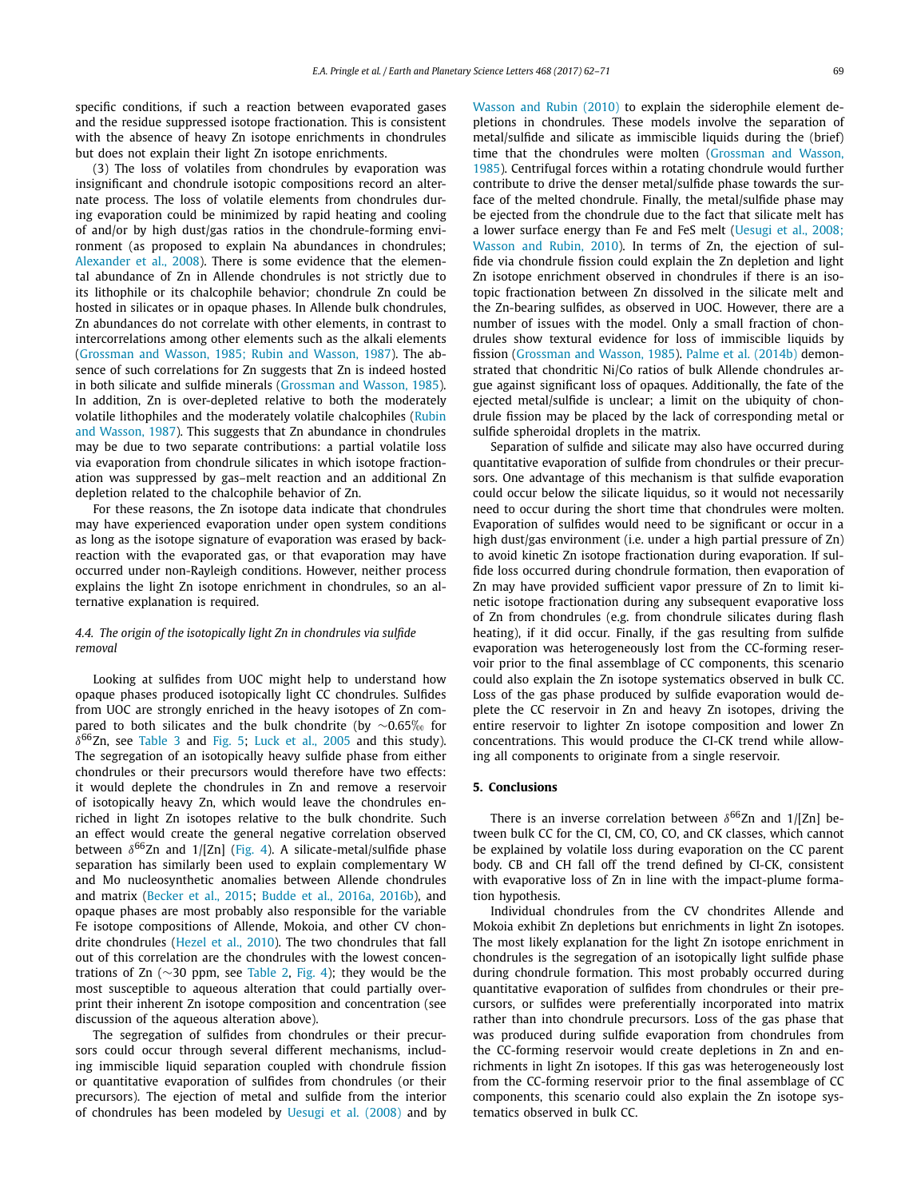specific conditions, if such a reaction between evaporated gases and the residue suppressed isotope fractionation. This is consistent with the absence of heavy Zn isotope enrichments in chondrules but does not explain their light Zn isotope enrichments.

(3) The loss of volatiles from chondrules by evaporation was insignificant and chondrule isotopic compositions record an alternate process. The loss of volatile elements from chondrules during evaporation could be minimized by rapid heating and cooling of and/or by high dust/gas ratios in the chondrule-forming environment (as proposed to explain Na abundances in chondrules; Alexander et al., 2008). There is some evidence that the elemental abundance of Zn in Allende chondrules is not strictly due to its lithophile or its chalcophile behavior; chondrule Zn could be hosted in silicates or in opaque phases. In Allende bulk chondrules, Zn abundances do not correlate with other elements, in contrast to intercorrelations among other elements such as the alkali elements (Grossman and Wasson, 1985; Rubin and Wasson, 1987). The absence of such correlations for Zn suggests that Zn is indeed hosted in both silicate and sulfide minerals (Grossman and Wasson, 1985). In addition, Zn is over-depleted relative to both the moderately volatile lithophiles and the moderately volatile chalcophiles (Rubin and Wasson, 1987). This suggests that Zn abundance in chondrules may be due to two separate contributions: a partial volatile loss via evaporation from chondrule silicates in which isotope fractionation was suppressed by gas–melt reaction and an additional Zn depletion related to the chalcophile behavior of Zn.

For these reasons, the Zn isotope data indicate that chondrules may have experienced evaporation under open system conditions as long as the isotope signature of evaporation was erased by back-reaction with the evaporated gas, or that evaporation may have occurred under non-Rayleigh conditions. However, neither process explains the light Zn isotope enrichment in chondrules, so an alternative explanation is required.

### *4.4. The origin of the isotopically light Zn in chondrules via sulfide removal*

Looking at sulfides from UOC might help to understand how opaque phases produced isotopically light CC chondrules. Sulfides from UOC are strongly enriched in the heavy isotopes of Zn compared to both silicates and the bulk chondrite (by ∼0.65‰ for $\delta^{66}$Zn, see Table 3 and Fig. 5; Luck et al., 2005 and this study). The segregation of an isotopically heavy sulfide phase from either chondrules or their precursors would therefore have two effects: it would deplete the chondrules in Zn and remove a reservoir of isotopically heavy Zn, which would leave the chondrules enriched in light Zn isotopes relative to the bulk chondrite. Such an effect would create the general negative correlation observed between $\delta^{66}$Zn and 1/[Zn] (Fig. 4). A silicate-metal/sulfide phase separation has similarly been used to explain complementary W and Mo nucleosynthetic anomalies between Allende chondrules and matrix (Becker et al., 2015; Budde et al., 2016a, 2016b), and opaque phases are most probably also responsible for the variable Fe isotope compositions of Allende, Mokoia, and other CV chondrite chondrules (Hezel et al., 2010). The two chondrules that fall out of this correlation are the chondrules with the lowest concentrations of Zn (∼30 ppm, see Table 2, Fig. 4); they would be the most susceptible to aqueous alteration that could partially overprint their inherent Zn isotope composition and concentration (see discussion of the aqueous alteration above).

The segregation of sulfides from chondrules or their precursors could occur through several different mechanisms, including immiscible liquid separation coupled with chondrule fission or quantitative evaporation of sulfides from chondrules (or their precursors). The ejection of metal and sulfide from the interior of chondrules has been modeled by Uesugi et al. (2008) and by Wasson and Rubin (2010) to explain the siderophile element depletions in chondrules. These models involve the separation of metal/sulfide and silicate as immiscible liquids during the (brief) time that the chondrules were molten (Grossman and Wasson, 1985). Centrifugal forces within a rotating chondrule would further contribute to drive the denser metal/sulfide phase towards the surface of the melted chondrule. Finally, the metal/sulfide phase may be ejected from the chondrule due to the fact that silicate melt has a lower surface energy than Fe and FeS melt (Uesugi et al., 2008; Wasson and Rubin, 2010). In terms of Zn, the ejection of sulfide via chondrule fission could explain the Zn depletion and light Zn isotope enrichment observed in chondrules if there is an isotopic fractionation between Zn dissolved in the silicate melt and the Zn-bearing sulfides, as observed in UOC. However, there are a number of issues with the model. Only a small fraction of chondrules show textural evidence for loss of immiscible liquids by fission (Grossman and Wasson, 1985). Palme et al. (2014b) demonstrated that chondritic Ni/Co ratios of bulk Allende chondrules argue against significant loss of opaques. Additionally, the fate of the ejected metal/sulfide is unclear; a limit on the ubiquity of chondrule fission may be placed by the lack of corresponding metal or sulfide spheroidal droplets in the matrix.

Separation of sulfide and silicate may also have occurred during quantitative evaporation of sulfide from chondrules or their precursors. One advantage of this mechanism is that sulfide evaporation could occur below the silicate liquidus, so it would not necessarily need to occur during the short time that chondrules were molten. Evaporation of sulfides would need to be significant or occur in a high dust/gas environment (i.e. under a high partial pressure of Zn) to avoid kinetic Zn isotope fractionation during evaporation. If sulfide loss occurred during chondrule formation, then evaporation of Zn may have provided sufficient vapor pressure of Zn to limit kinetic isotope fractionation during any subsequent evaporative loss of Zn from chondrules (e.g. from chondrule silicates during flash heating), if it did occur. Finally, if the gas resulting from sulfide evaporation was heterogeneously lost from the CC-forming reservoir prior to the final assemblage of CC components, this scenario could also explain the Zn isotope systematics observed in bulk CC. Loss of the gas phase produced by sulfide evaporation would deplete the CC reservoir in Zn and heavy Zn isotopes, driving the entire reservoir to lighter Zn isotope composition and lower Zn concentrations. This would produce the CI-CK trend while allowing all components to originate from a single reservoir.

## 5. Conclusions

There is an inverse correlation between $\delta^{66}$Zn and 1/[Zn] between bulk CC for the CI, CM, CO, and CK classes, which cannot be explained by volatile loss during evaporation on the CC parent body. CB and CH fall off the trend defined by CI-CK, consistent with evaporative loss of Zn in line with the impact-plume formation hypothesis.

Individual chondrules from the CV chondrites Allende and Mokoia exhibit Zn depletions but enrichments in light Zn isotopes. The most likely explanation for the light Zn isotope enrichment in chondrules is the segregation of an isotopically light sulfide phase during chondrule formation. This most probably occurred during quantitative evaporation of sulfides from chondrules or their precursors, or sulfides were preferentially incorporated into matrix rather than into chondrule precursors. Loss of the gas phase that was produced during sulfide evaporation from chondrules from the CC-forming reservoir would create depletions in Zn and enrichments in light Zn isotopes. If this gas was heterogeneously lost from the CC-forming reservoir prior to the final assemblage of CC components, this scenario could also explain the Zn isotope systematics observed in bulk CC.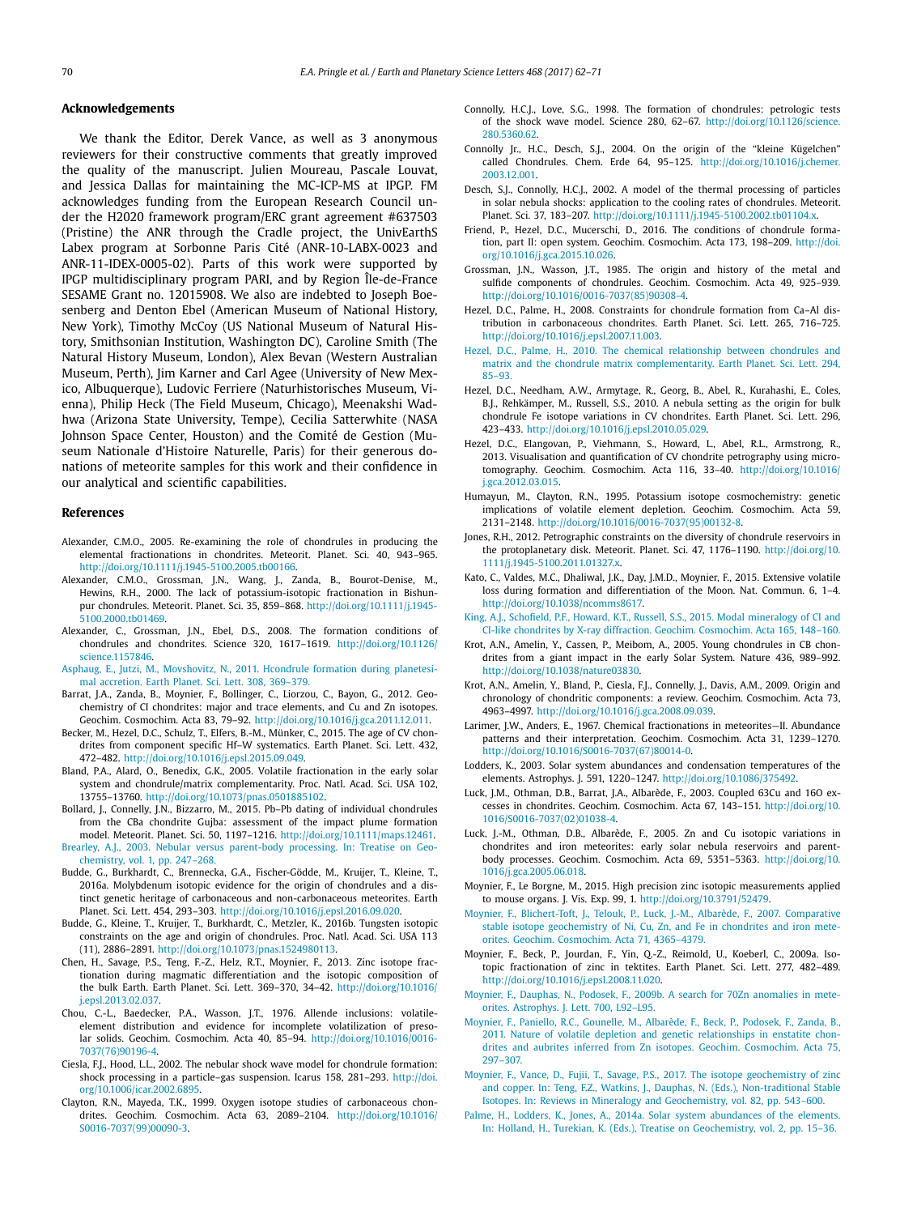## Acknowledgements

We thank the Editor, Derek Vance, as well as 3 anonymous reviewers for their constructive comments that greatly improved the quality of the manuscript. Julien Moureau, Pascale Louvat, and Jessica Dallas for maintaining the MC-ICP-MS at IPGP. FM acknowledges funding from the European Research Council under the H2020 framework program/ERC grant agreement #637503 (Pristine) the ANR through the Cradle project, the UnivEarthS Labex program at Sorbonne Paris Cité (ANR-10-LABX-0023 and ANR-11-IDEX-0005-02). Parts of this work were supported by IPGP multidisciplinary program PARI, and by Region Île-de-France SESAME Grant no. 12015908. We also are indebted to Joseph Boesenberg and Denton Ebel (American Museum of National History, New York), Timothy McCoy (US National Museum of Natural History, Smithsonian Institution, Washington DC), Caroline Smith (The Natural History Museum, London), Alex Bevan (Western Australian Museum, Perth), Jim Karner and Carl Agee (University of New Mexico, Albuquerque), Ludovic Ferriere (Naturhistorisches Museum, Vienna), Philip Heck (The Field Museum, Chicago), Meenakshi Wadhwa (Arizona State University, Tempe), Cecilia Satterwhite (NASA Johnson Space Center, Houston) and the Comité de Gestion (Museum Nationale d'Histoire Naturelle, Paris) for their generous donations of meteorite samples for this work and their confidence in our analytical and scientific capabilities.

## References

Alexander, C.M.O., 2005. Re-examining the role of chondrules in producing the elemental fractionations in chondrites. Meteorit. Planet. Sci. 40, 943–965. http://doi.org/10.1111/j.1945-5100.2005.tb00166.

Alexander, C.M.O., Grossman, J.N., Wang, J., Zanda, B., Bourot-Denise, M., Hewins, R.H., 2000. The lack of potassium-isotopic fractionation in Bishunpur chondrules. Meteorit. Planet. Sci. 35, 859–868. http://doi.org/10.1111/j.1945-5100.2000.tb01469.

Alexander, C., Grossman, J.N., Ebel, D.S., 2008. The formation conditions of chondrules and chondrites. Science 320, 1617–1619. http://doi.org/10.1126/science.1157846.

Asphaug, E., Jutzi, M., Movshovitz, N., 2011. Hcondrule formation during planetesimal accretion. Earth Planet. Sci. Lett. 308, 369–379.

Barrat, J.A., Zanda, B., Moynier, F., Bollinger, C., Liorzou, C., Bayon, G., 2012. Geochemistry of CI chondrites: major and trace elements, and Cu and Zn isotopes. Geochim. Cosmochim. Acta 83, 79–92. http://doi.org/10.1016/j.gca.2011.12.011.

Becker, M., Hezel, D.C., Schulz, T., Elfers, B.-M., Münker, C., 2015. The age of CV chondrites from component specific Hf–W systematics. Earth Planet. Sci. Lett. 432, 472–482. http://doi.org/10.1016/j.epsl.2015.09.049.

Bland, P.A., Alard, O., Benedix, G.K., 2005. Volatile fractionation in the early solar system and chondrule/matrix complementarity. Proc. Natl. Acad. Sci. USA 102, 13755–13760. http://doi.org/10.1073/pnas.0501885102.

Bollard, J., Connelly, J.N., Bizzarro, M., 2015. Pb–Pb dating of individual chondrules from the CBa chondrite Gujba: assessment of the impact plume formation model. Meteorit. Planet. Sci. 50, 1197–1216. http://doi.org/10.1111/maps.12461.

Brearley, A.J., 2003. Nebular versus parent-body processing. In: Treatise on Geochemistry, vol. 1, pp. 247–268.

Budde, G., Burkhardt, C., Brennecka, G.A., Fischer-Gödde, M., Kruijer, T., Kleine, T., 2016a. Molybdenum isotopic evidence for the origin of chondrules and a distinct genetic heritage of carbonaceous and non-carbonaceous meteorites. Earth Planet. Sci. Lett. 454, 293–303. http://doi.org/10.1016/j.epsl.2016.09.020.

Budde, G., Kleine, T., Kruijer, T., Burkhardt, C., Metzler, K., 2016b. Tungsten isotopic constraints on the age and origin of chondrules. Proc. Natl. Acad. Sci. USA 113 (11), 2886–2891. http://doi.org/10.1073/pnas.1524980113.

Chen, H., Savage, P.S., Teng, F.-Z., Helz, R.T., Moynier, F., 2013. Zinc isotope fractionation during magmatic differentiation and the isotopic composition of the bulk Earth. Earth Planet. Sci. Lett. 369–370, 34–42. http://doi.org/10.1016/j.epsl.2013.02.037.

Chou, C.-L., Baedecker, P.A., Wasson, J.T., 1976. Allende inclusions: volatile-element distribution and evidence for incomplete volatilization of presolar solids. Geochim. Cosmochim. Acta 40, 85–94. http://doi.org/10.1016/0016-7037(76)90196-4.

Ciesla, F.J., Hood, L.L., 2002. The nebular shock wave model for chondrule formation: shock processing in a particle–gas suspension. Icarus 158, 281–293. http://doi.org/10.1006/icar.2002.6895.

Clayton, R.N., Mayeda, T.K., 1999. Oxygen isotope studies of carbonaceous chondrites. Geochim. Cosmochim. Acta 63, 2089–2104. http://doi.org/10.1016/S0016-7037(99)00090-3.

Connolly, H.C.J., Love, S.G., 1998. The formation of chondrules: petrologic tests of the shock wave model. Science 280, 62–67. http://doi.org/10.1126/science.280.5360.62.

Connolly Jr., H.C., Desch, S.J., 2004. On the origin of the "kleine Kügelchen" called Chondrules. Chem. Erde 64, 95–125. http://doi.org/10.1016/j.chemer.2003.12.001.

Desch, S.J., Connolly, H.C.J., 2002. A model of the thermal processing of particles in solar nebula shocks: application to the cooling rates of chondrules. Meteorit. Planet. Sci. 37, 183–207. http://doi.org/10.1111/j.1945-5100.2002.tb01104.x.

Friend, P., Hezel, D.C., Mucerschi, D., 2016. The conditions of chondrule formation, part II: open system. Geochim. Cosmochim. Acta 173, 198–209. http://doi.org/10.1016/j.gca.2015.10.026.

Grossman, J.N., Wasson, J.T., 1985. The origin and history of the metal and sulfide components of chondrules. Geochim. Cosmochim. Acta 49, 925–939. http://doi.org/10.1016/0016-7037(85)90308-4.

Hezel, D.C., Palme, H., 2008. Constraints for chondrule formation from Ca–Al distribution in carbonaceous chondrites. Earth Planet. Sci. Lett. 265, 716–725. http://doi.org/10.1016/j.epsl.2007.11.003.

Hezel, D.C., Palme, H., 2010. The chemical relationship between chondrules and matrix and the chondrule matrix complementarity. Earth Planet. Sci. Lett. 294, 85–93.

Hezel, D.C., Needham, A.W., Armytage, R., Georg, B., Abel, R., Kurahashi, E., Coles, B.J., Rehkämper, M., Russell, S.S., 2010. A nebula setting as the origin for bulk chondrule Fe isotope variations in CV chondrites. Earth Planet. Sci. Lett. 296, 423–433. http://doi.org/10.1016/j.epsl.2010.05.029.

Hezel, D.C., Elangovan, P., Viehmann, S., Howard, L., Abel, R.L., Armstrong, R., 2013. Visualisation and quantification of CV chondrite petrography using micro-tomography. Geochim. Cosmochim. Acta 116, 33–40. http://doi.org/10.1016/j.gca.2012.03.015.

Humayun, M., Clayton, R.N., 1995. Potassium isotope cosmochemistry: genetic implications of volatile element depletion. Geochim. Cosmochim. Acta 59, 2131–2148. http://doi.org/10.1016/0016-7037(95)00132-8.

Jones, R.H., 2012. Petrographic constraints on the diversity of chondrule reservoirs in the protoplanetary disk. Meteorit. Planet. Sci. 47, 1176–1190. http://doi.org/10.1111/j.1945-5100.2011.01327.x.

Kato, C., Valdes, M.C., Dhaliwal, J.K., Day, J.M.D., Moynier, F., 2015. Extensive volatile loss during formation and differentiation of the Moon. Nat. Commun. 6, 1–4. http://doi.org/10.1038/ncomms8617.

King, A.J., Schofield, P.F., Howard, K.T., Russell, S.S., 2015. Modal mineralogy of CI and CI-like chondrites by X-ray diffraction. Geochim. Cosmochim. Acta 165, 148–160.

Krot, A.N., Amelin, Y., Cassen, P., Meibom, A., 2005. Young chondrules in CB chondrites from a giant impact in the early Solar System. Nature 436, 989–992. http://doi.org/10.1038/nature03830.

Krot, A.N., Amelin, Y., Bland, P., Ciesla, F.J., Connelly, J., Davis, A.M., 2009. Origin and chronology of chondritic components: a review. Geochim. Cosmochim. Acta 73, 4963–4997. http://doi.org/10.1016/j.gca.2008.09.039.

Larimer, J.W., Anders, E., 1967. Chemical fractionations in meteorites—II. Abundance patterns and their interpretation. Geochim. Cosmochim. Acta 31, 1239–1270. http://doi.org/10.1016/S0016-7037(67)80014-0.

Lodders, K., 2003. Solar system abundances and condensation temperatures of the elements. Astrophys. J. 591, 1220–1247. http://doi.org/10.1086/375492.

Luck, J.M., Othman, D.B., Barrat, J.A., Albarède, F., 2003. Coupled 63Cu and 16O excesses in chondrites. Geochim. Cosmochim. Acta 67, 143–151. http://doi.org/10.1016/S0016-7037(02)01038-4.

Luck, J.-M., Othman, D.B., Albarède, F., 2005. Zn and Cu isotopic variations in chondrites and iron meteorites: early solar nebula reservoirs and parent-body processes. Geochim. Cosmochim. Acta 69, 5351–5363. http://doi.org/10.1016/j.gca.2005.06.018.

Moynier, F., Le Borgne, M., 2015. High precision zinc isotopic measurements applied to mouse organs. J. Vis. Exp. 99, 1. http://doi.org/10.3791/52479.

Moynier, F., Blichert-Toft, J., Telouk, P., Luck, J.-M., Albarède, F., 2007. Comparative stable isotope geochemistry of Ni, Cu, Zn, and Fe in chondrites and iron meteorites. Geochim. Cosmochim. Acta 71, 4365–4379.

Moynier, F., Beck, P., Jourdan, F., Yin, Q.-Z., Reimold, U., Koeberl, C., 2009a. Isotopic fractionation of zinc in tektites. Earth Planet. Sci. Lett. 277, 482–489. http://doi.org/10.1016/j.epsl.2008.11.020.

Moynier, F., Dauphas, N., Podosek, F., 2009b. A search for 70Zn anomalies in meteorites. Astrophys. J. Lett. 700, L92–L95.

Moynier, F., Paniello, R.C., Gounelle, M., Albarède, F., Beck, P., Podosek, F., Zanda, B., 2011. Nature of volatile depletion and genetic relationships in enstatite chondrites and aubrites inferred from Zn isotopes. Geochim. Cosmochim. Acta 75, 297–307.

Moynier, F., Vance, D., Fujii, T., Savage, P.S., 2017. The isotope geochemistry of zinc and copper. In: Teng, F.Z., Watkins, J., Dauphas, N. (Eds.), Non-traditional Stable Isotopes. In: Reviews in Mineralogy and Geochemistry, vol. 82, pp. 543–600.

Palme, H., Lodders, K., Jones, A., 2014a. Solar system abundances of the elements. In: Holland, H., Turekian, K. (Eds.), Treatise on Geochemistry, vol. 2, pp. 15–36.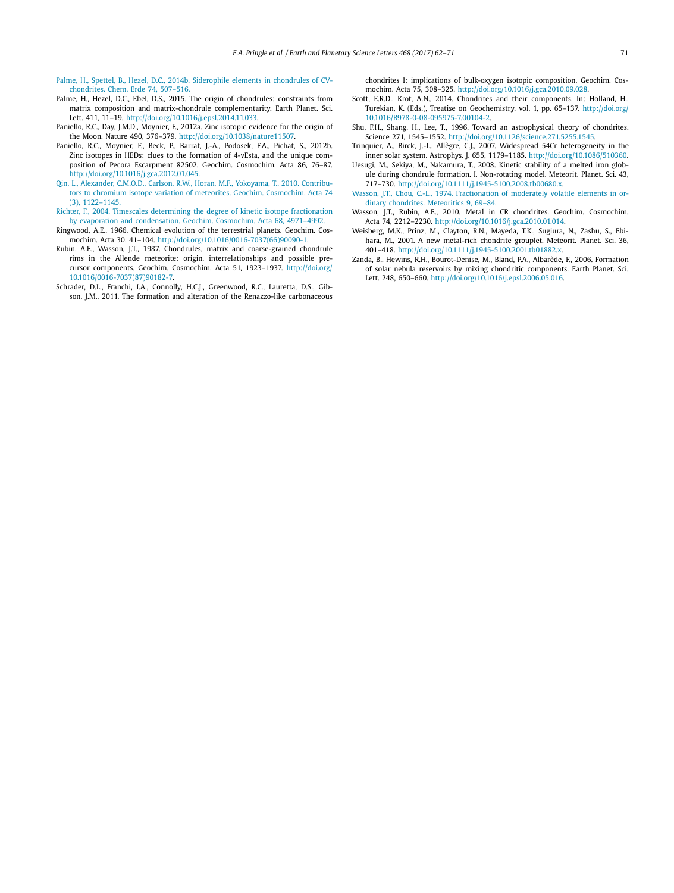Palme, H., Spettel, B., Hezel, D.C., 2014b. Siderophile elements in chondrules of CV-chondrites. Chem. Erde 74, 507–516.

Palme, H., Hezel, D.C., Ebel, D.S., 2015. The origin of chondrules: constraints from matrix composition and matrix-chondrule complementarity. Earth Planet. Sci. Lett. 411, 11–19. http://doi.org/10.1016/j.epsl.2014.11.033.

Paniello, R.C., Day, J.M.D., Moynier, F., 2012a. Zinc isotopic evidence for the origin of the Moon. Nature 490, 376–379. http://doi.org/10.1038/nature11507.

Paniello, R.C., Moynier, F., Beck, P., Barrat, J.-A., Podosek, F.A., Pichat, S., 2012b. Zinc isotopes in HEDs: clues to the formation of 4-vEsta, and the unique composition of Pecora Escarpment 82502. Geochim. Cosmochim. Acta 86, 76–87. http://doi.org/10.1016/j.gca.2012.01.045.

Qin, L., Alexander, C.M.O.D., Carlson, R.W., Horan, M.F., Yokoyama, T., 2010. Contributors to chromium isotope variation of meteorites. Geochim. Cosmochim. Acta 74 (3), 1122–1145.

Richter, F., 2004. Timescales determining the degree of kinetic isotope fractionation by evaporation and condensation. Geochim. Cosmochim. Acta 68, 4971–4992.

Ringwood, A.E., 1966. Chemical evolution of the terrestrial planets. Geochim. Cosmochim. Acta 30, 41–104. http://doi.org/10.1016/0016-7037(66)90090-1.

Rubin, A.E., Wasson, J.T., 1987. Chondrules, matrix and coarse-grained chondrule rims in the Allende meteorite: origin, interrelationships and possible precursor components. Geochim. Cosmochim. Acta 51, 1923–1937. http://doi.org/10.1016/0016-7037(87)90182-7.

Schrader, D.L., Franchi, I.A., Connolly, H.C.J., Greenwood, R.C., Lauretta, D.S., Gibson, J.M., 2011. The formation and alteration of the Renazzo-like carbonaceous chondrites I: implications of bulk-oxygen isotopic composition. Geochim. Cosmochim. Acta 75, 308–325. http://doi.org/10.1016/j.gca.2010.09.028.

Scott, E.R.D., Krot, A.N., 2014. Chondrites and their components. In: Holland, H., Turekian, K. (Eds.), Treatise on Geochemistry, vol. 1, pp. 65–137. http://doi.org/10.1016/B978-0-08-095975-7.00104-2.

Shu, F.H., Shang, H., Lee, T., 1996. Toward an astrophysical theory of chondrites. Science 271, 1545–1552. http://doi.org/10.1126/science.271.5255.1545.

Trinquier, A., Birck, J.-L., Allègre, C.J., 2007. Widespread 54Cr heterogeneity in the inner solar system. Astrophys. J. 655, 1179–1185. http://doi.org/10.1086/510360.

Uesugi, M., Sekiya, M., Nakamura, T., 2008. Kinetic stability of a melted iron globule during chondrule formation. I. Non-rotating model. Meteorit. Planet. Sci. 43, 717–730. http://doi.org/10.1111/j.1945-5100.2008.tb00680.x.

Wasson, J.T., Chou, C.-L., 1974. Fractionation of moderately volatile elements in ordinary chondrites. Meteoritics 9, 69–84.

Wasson, J.T., Rubin, A.E., 2010. Metal in CR chondrites. Geochim. Cosmochim. Acta 74, 2212–2230. http://doi.org/10.1016/j.gca.2010.01.014.

Weisberg, M.K., Prinz, M., Clayton, R.N., Mayeda, T.K., Sugiura, N., Zashu, S., Ebihara, M., 2001. A new metal-rich chondrite grouplet. Meteorit. Planet. Sci. 36, 401–418. http://doi.org/10.1111/j.1945-5100.2001.tb01882.x.

Zanda, B., Hewins, R.H., Bourot-Denise, M., Bland, P.A., Albarède, F., 2006. Formation of solar nebula reservoirs by mixing chondritic components. Earth Planet. Sci. Lett. 248, 650–660. http://doi.org/10.1016/j.epsl.2006.05.016.